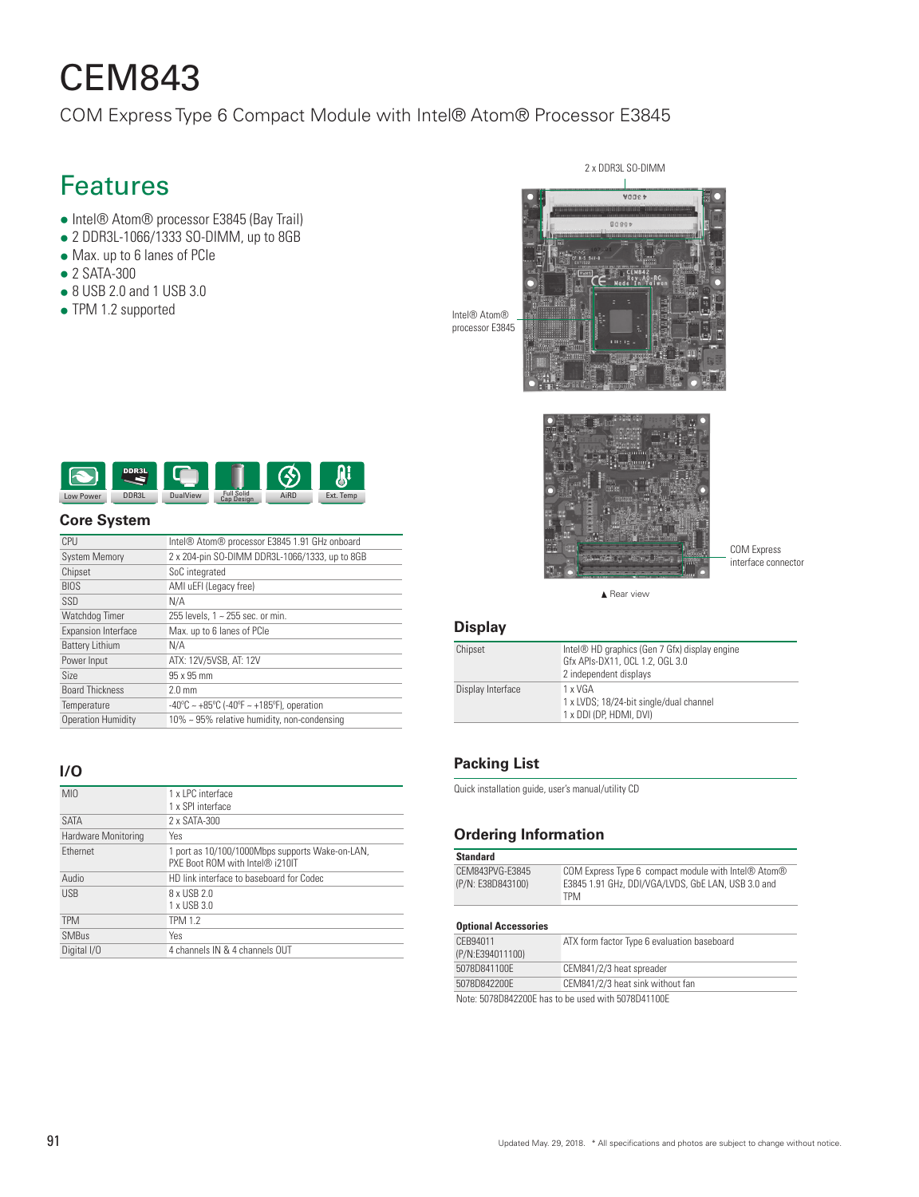# CEM843

COM Express Type 6 Compact Module with Intel® Atom® Processor E3845

## Features

- Intel® Atom® processor E3845 (Bay Trail)
- 2 DDR3L-1066/1333 SO-DIMM, up to 8GB
- Max. up to 6 lanes of PCIe
- 2 SATA-300
- 8 USB 2.0 and 1 USB 3.0
- TPM 1.2 supported

2 x DDR3L SO-DIMM

Intel® Atom® processor E3845

COM Express interface connector

▲ Rear view

Low Power | DDR3L | DualView | Full Solid Cap Design | AiRD | Ext. Temp

## Core System

| | |
|---|---|
| CPU | Intel® Atom® processor E3845 1.91 GHz onboard |
| System Memory | 2 x 204-pin SO-DIMM DDR3L-1066/1333, up to 8GB |
| Chipset | SoC integrated |
| BIOS | AMI uEFI (Legacy free) |
| SSD | N/A |
| Watchdog Timer | 255 levels, 1 ~ 255 sec. or min. |
| Expansion Interface | Max. up to 6 lanes of PCIe |
| Battery Lithium | N/A |
| Power Input | ATX: 12V/5VSB, AT: 12V |
| Size | 95 x 95 mm |
| Board Thickness | 2.0 mm |
| Temperature | -40ºC ~ +85ºC (-40ºF ~ +185ºF), operation |
| Operation Humidity | 10% ~ 95% relative humidity, non-condensing |

## I/O

| | |
|---|---|
| MIO | 1 x LPC interface<br>1 x SPI interface |
| SATA | 2 x SATA-300 |
| Hardware Monitoring | Yes |
| Ethernet | 1 port as 10/100/1000Mbps supports Wake-on-LAN, PXE Boot ROM with Intel® i210IT |
| Audio | HD link interface to baseboard for Codec |
| USB | 8 x USB 2.0<br>1 x USB 3.0 |
| TPM | TPM 1.2 |
| SMBus | Yes |
| Digital I/O | 4 channels IN & 4 channels OUT |

## Display

| | |
|---|---|
| Chipset | Intel® HD graphics (Gen 7 Gfx) display engine<br>Gfx APIs-DX11, OCL 1.2, OGL 3.0<br>2 independent displays |
| Display Interface | 1 x VGA<br>1 x LVDS; 18/24-bit single/dual channel<br>1 x DDI (DP, HDMI, DVI) |

## Packing List

Quick installation guide, user's manual/utility CD

## Ordering Information

**Standard**

| | |
|---|---|
| CEM843PVG-E3845<br>(P/N: E38D843100) | COM Express Type 6 compact module with Intel® Atom® E3845 1.91 GHz, DDI/VGA/LVDS, GbE LAN, USB 3.0 and TPM |

**Optional Accessories**

| | |
|---|---|
| CEB94011<br>(P/N:E394011100) | ATX form factor Type 6 evaluation baseboard |
| 5078D841100E | CEM841/2/3 heat spreader |
| 5078D842200E | CEM841/2/3 heat sink without fan |

Note: 5078D842200E has to be used with 5078D41100E

Updated May. 29, 2018. * All specifications and photos are subject to change without notice.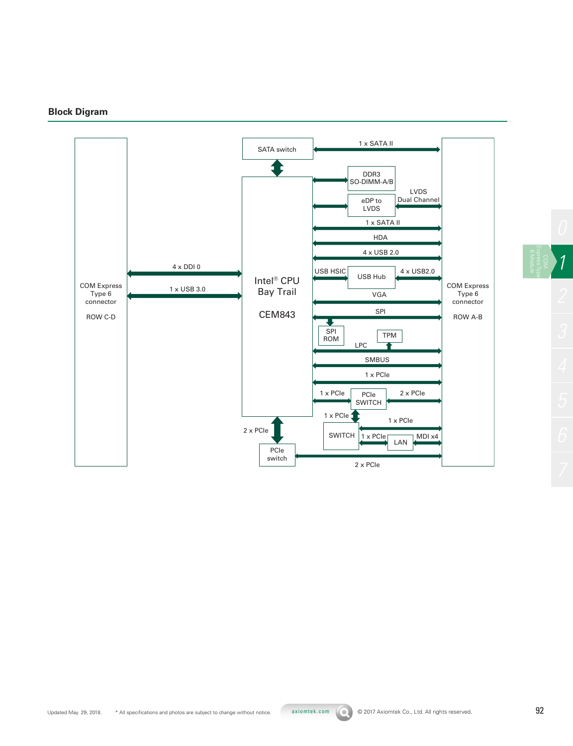## Block Digram

COM Express Type 6 connector

ROW C-D

4 x DDI 0

1 x USB 3.0

SATA switch

1 x SATA II

DDR3 SO-DIMM-A/B

eDP to LVDS

LVDS Dual Channel

1 x SATA II

HDA

4 x USB 2.0

USB HSIC

USB Hub

4 x USB2.0

Intel® CPU Bay Trail

CEM843

VGA

SPI

SPI ROM

TPM

LPC

SMBUS

1 x PCIe

1 x PCIe

PCIe SWITCH

2 x PCIe

1 x PCIe

1 x PCIe

SWITCH

1 x PCIe

LAN

MDI x4

2 x PCIe

PCIe switch

2 x PCIe

COM Express Type 6 connector

ROW A-B

Updated May. 29, 2018. * All specifications and photos are subject to change without notice. © 2017 Axiomtek Co., Ltd. All rights reserved.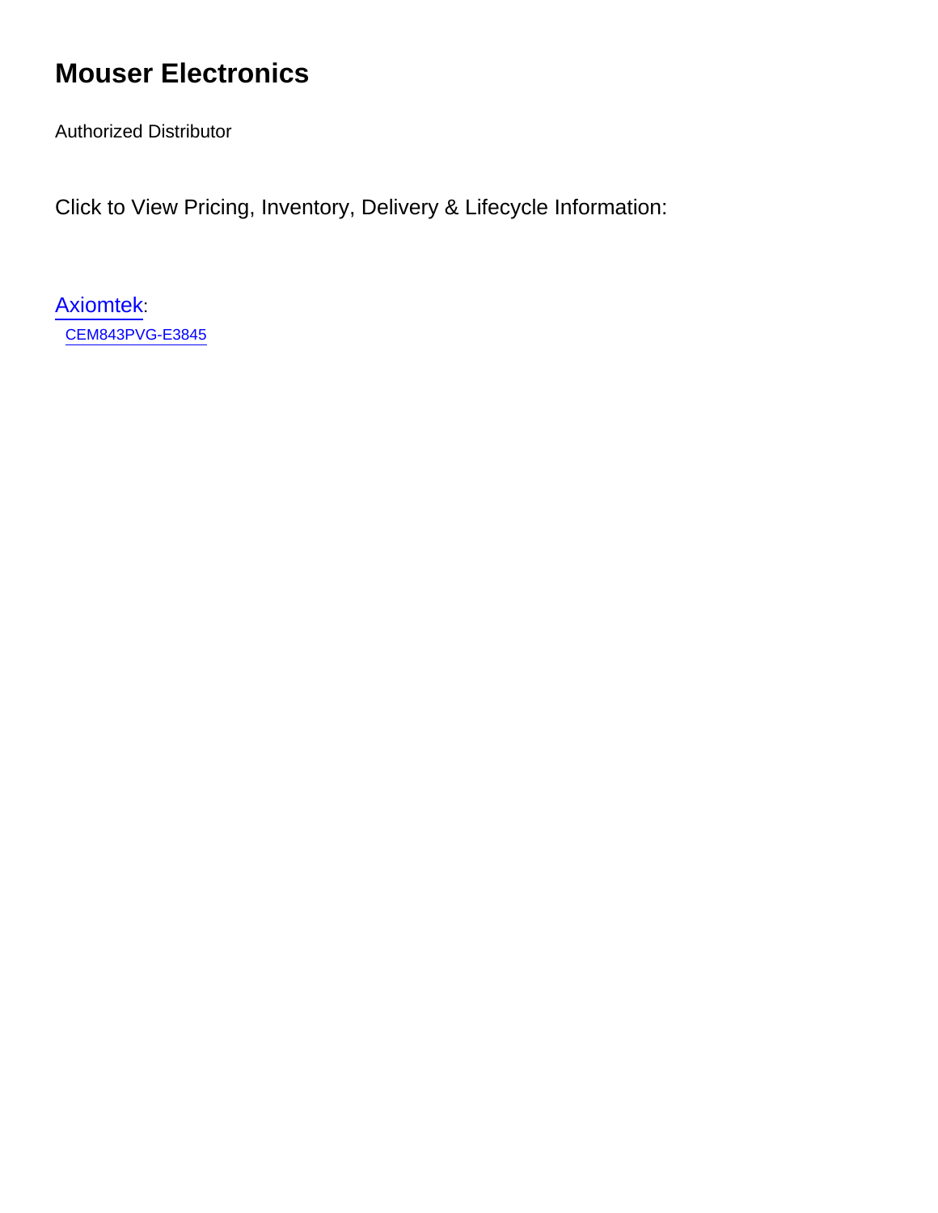# Mouser Electronics

Authorized Distributor

Click to View Pricing, Inventory, Delivery & Lifecycle Information:

Axiomtek:

CEM843PVG-E3845